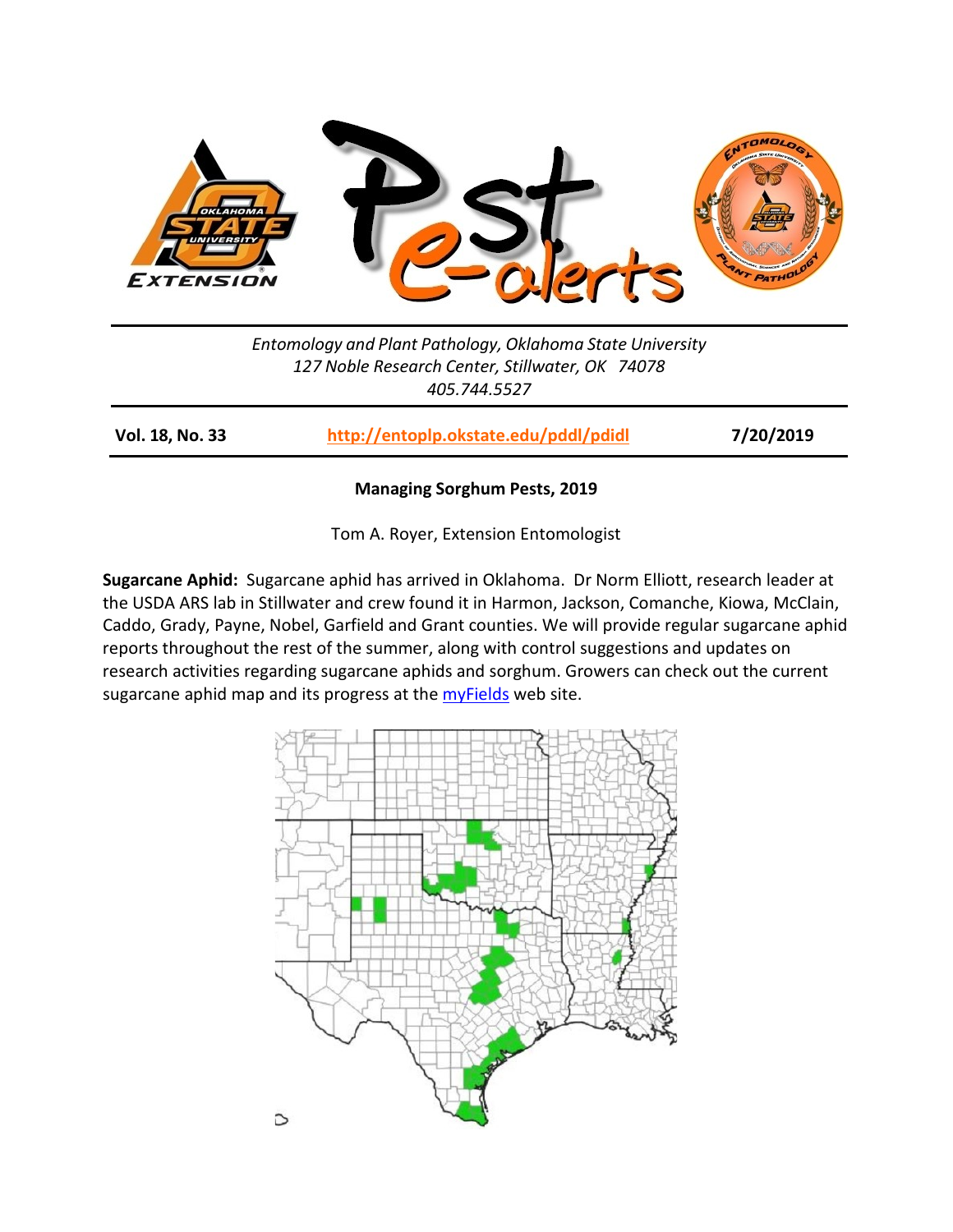Entomology and Plant Pathology, Oklahoma State University
127 Noble Research Center, Stillwater, OK 74078
405.744.5527

**Vol. 18, No. 33** | **http://entoplp.okstate.edu/pddl/pdidl** | **7/20/2019**

## Managing Sorghum Pests, 2019

Tom A. Royer, Extension Entomologist

**Sugarcane Aphid:** Sugarcane aphid has arrived in Oklahoma. Dr Norm Elliott, research leader at the USDA ARS lab in Stillwater and crew found it in Harmon, Jackson, Comanche, Kiowa, McClain, Caddo, Grady, Payne, Nobel, Garfield and Grant counties. We will provide regular sugarcane aphid reports throughout the rest of the summer, along with control suggestions and updates on research activities regarding sugarcane aphids and sorghum. Growers can check out the current sugarcane aphid map and its progress at the myFields web site.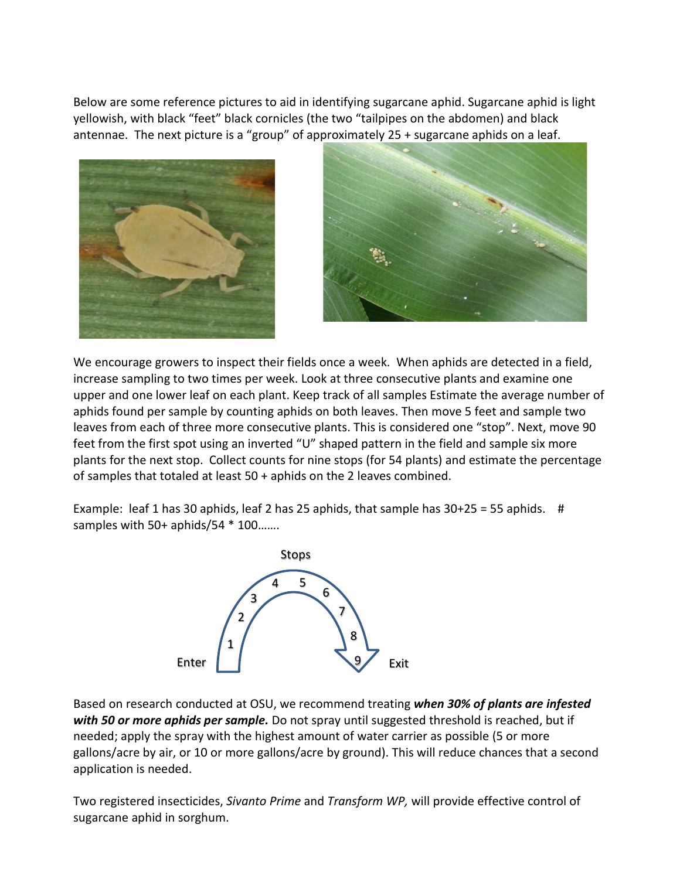Below are some reference pictures to aid in identifying sugarcane aphid. Sugarcane aphid is light yellowish, with black "feet" black cornicles (the two "tailpipes on the abdomen) and black antennae. The next picture is a "group" of approximately 25 + sugarcane aphids on a leaf.

We encourage growers to inspect their fields once a week. When aphids are detected in a field, increase sampling to two times per week. Look at three consecutive plants and examine one upper and one lower leaf on each plant. Keep track of all samples Estimate the average number of aphids found per sample by counting aphids on both leaves. Then move 5 feet and sample two leaves from each of three more consecutive plants. This is considered one "stop". Next, move 90 feet from the first spot using an inverted "U" shaped pattern in the field and sample six more plants for the next stop. Collect counts for nine stops (for 54 plants) and estimate the percentage of samples that totaled at least 50 + aphids on the 2 leaves combined.

Example: leaf 1 has 30 aphids, leaf 2 has 25 aphids, that sample has 30+25 = 55 aphids. # samples with 50+ aphids/54 * 100…….

Stops

Enter 1 2 3 4 5 6 7 8 9 Exit

Based on research conducted at OSU, we recommend treating ***when 30% of plants are infested with 50 or more aphids per sample.*** Do not spray until suggested threshold is reached, but if needed; apply the spray with the highest amount of water carrier as possible (5 or more gallons/acre by air, or 10 or more gallons/acre by ground). This will reduce chances that a second application is needed.

Two registered insecticides, *Sivanto Prime* and *Transform WP,* will provide effective control of sugarcane aphid in sorghum.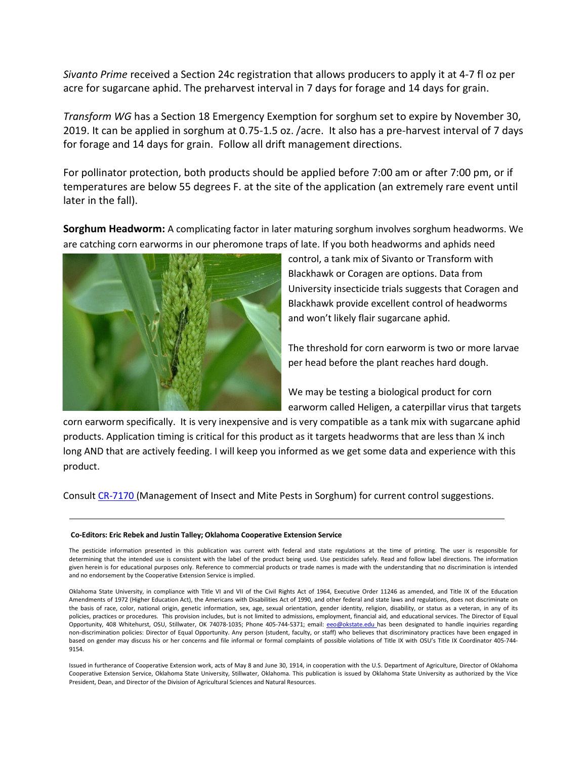*Sivanto Prime* received a Section 24c registration that allows producers to apply it at 4-7 fl oz per acre for sugarcane aphid. The preharvest interval in 7 days for forage and 14 days for grain.

*Transform WG* has a Section 18 Emergency Exemption for sorghum set to expire by November 30, 2019. It can be applied in sorghum at 0.75-1.5 oz. /acre. It also has a pre-harvest interval of 7 days for forage and 14 days for grain. Follow all drift management directions.

For pollinator protection, both products should be applied before 7:00 am or after 7:00 pm, or if temperatures are below 55 degrees F. at the site of the application (an extremely rare event until later in the fall).

**Sorghum Headworm:** A complicating factor in later maturing sorghum involves sorghum headworms. We are catching corn earworms in our pheromone traps of late. If you both headworms and aphids need control, a tank mix of Sivanto or Transform with Blackhawk or Coragen are options. Data from University insecticide trials suggests that Coragen and Blackhawk provide excellent control of headworms and won't likely flair sugarcane aphid.

The threshold for corn earworm is two or more larvae per head before the plant reaches hard dough.

We may be testing a biological product for corn earworm called Heligen, a caterpillar virus that targets corn earworm specifically. It is very inexpensive and is very compatible as a tank mix with sugarcane aphid products. Application timing is critical for this product as it targets headworms that are less than ¼ inch long AND that are actively feeding. I will keep you informed as we get some data and experience with this product.

Consult CR-7170 (Management of Insect and Mite Pests in Sorghum) for current control suggestions.

---

**Co-Editors: Eric Rebek and Justin Talley; Oklahoma Cooperative Extension Service**

The pesticide information presented in this publication was current with federal and state regulations at the time of printing. The user is responsible for determining that the intended use is consistent with the label of the product being used. Use pesticides safely. Read and follow label directions. The information given herein is for educational purposes only. Reference to commercial products or trade names is made with the understanding that no discrimination is intended and no endorsement by the Cooperative Extension Service is implied.

Oklahoma State University, in compliance with Title VI and VII of the Civil Rights Act of 1964, Executive Order 11246 as amended, and Title IX of the Education Amendments of 1972 (Higher Education Act), the Americans with Disabilities Act of 1990, and other federal and state laws and regulations, does not discriminate on the basis of race, color, national origin, genetic information, sex, age, sexual orientation, gender identity, religion, disability, or status as a veteran, in any of its policies, practices or procedures. This provision includes, but is not limited to admissions, employment, financial aid, and educational services. The Director of Equal Opportunity, 408 Whitehurst, OSU, Stillwater, OK 74078-1035; Phone 405-744-5371; email: eeo@okstate.edu has been designated to handle inquiries regarding non-discrimination policies: Director of Equal Opportunity. Any person (student, faculty, or staff) who believes that discriminatory practices have been engaged in based on gender may discuss his or her concerns and file informal or formal complaints of possible violations of Title IX with OSU's Title IX Coordinator 405-744-9154.

Issued in furtherance of Cooperative Extension work, acts of May 8 and June 30, 1914, in cooperation with the U.S. Department of Agriculture, Director of Oklahoma Cooperative Extension Service, Oklahoma State University, Stillwater, Oklahoma. This publication is issued by Oklahoma State University as authorized by the Vice President, Dean, and Director of the Division of Agricultural Sciences and Natural Resources.